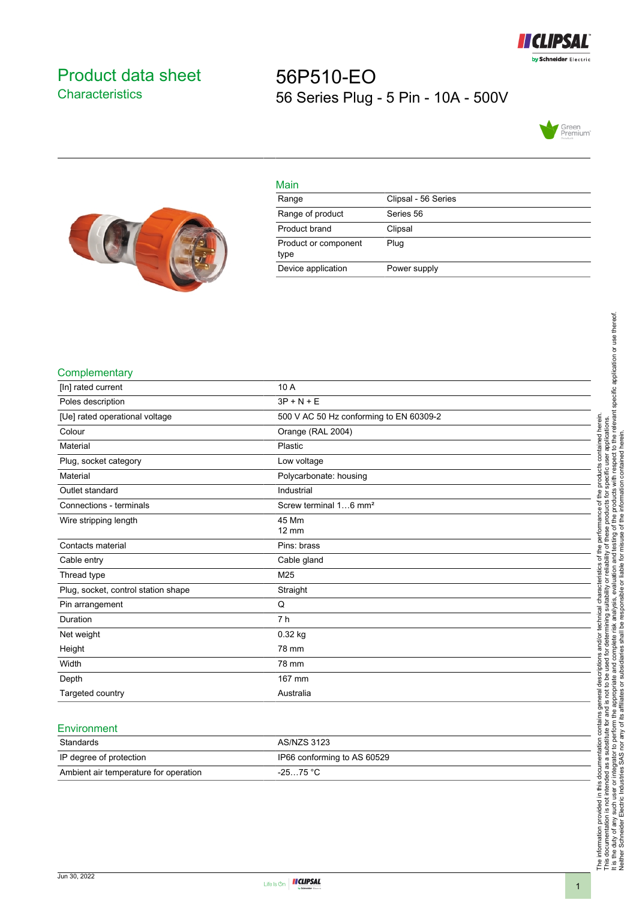# Product data sheet
## Characteristics

# 56P510-EO
## 56 Series Plug - 5 Pin - 10A - 500V

### Main

| | |
|---|---|
| Range | Clipsal - 56 Series |
| Range of product | Series 56 |
| Product brand | Clipsal |
| Product or component type | Plug |
| Device application | Power supply |

### Complementary

| | |
|---|---|
| [In] rated current | 10 A |
| Poles description | 3P + N + E |
| [Ue] rated operational voltage | 500 V AC 50 Hz conforming to EN 60309-2 |
| Colour | Orange (RAL 2004) |
| Material | Plastic |
| Plug, socket category | Low voltage |
| Material | Polycarbonate: housing |
| Outlet standard | Industrial |
| Connections - terminals | Screw terminal 1…6 mm² |
| Wire stripping length | 45 Mm<br>12 mm |
| Contacts material | Pins: brass |
| Cable entry | Cable gland |
| Thread type | M25 |
| Plug, socket, control station shape | Straight |
| Pin arrangement | Q |
| Duration | 7 h |
| Net weight | 0.32 kg |
| Height | 78 mm |
| Width | 78 mm |
| Depth | 167 mm |
| Targeted country | Australia |

### Environment

| | |
|---|---|
| Standards | AS/NZS 3123 |
| IP degree of protection | IP66 conforming to AS 60529 |
| Ambient air temperature for operation | -25…75 °C |

The information provided in this documentation contains general descriptions and/or technical characteristics of the performance of the products contained herein. This documentation is not intended as a substitute for and is not to be used for determining suitability or reliability of these products for specific user applications. It is the duty of any such user or integrator to perform the appropriate and complete risk analysis, evaluation and testing of the products with respect to the relevant specific application or use thereof. Neither Schneider Electric Industries SAS nor any of its affiliates or subsidiaries shall be responsible or liable for misuse of the information contained herein.

Jun 30, 2022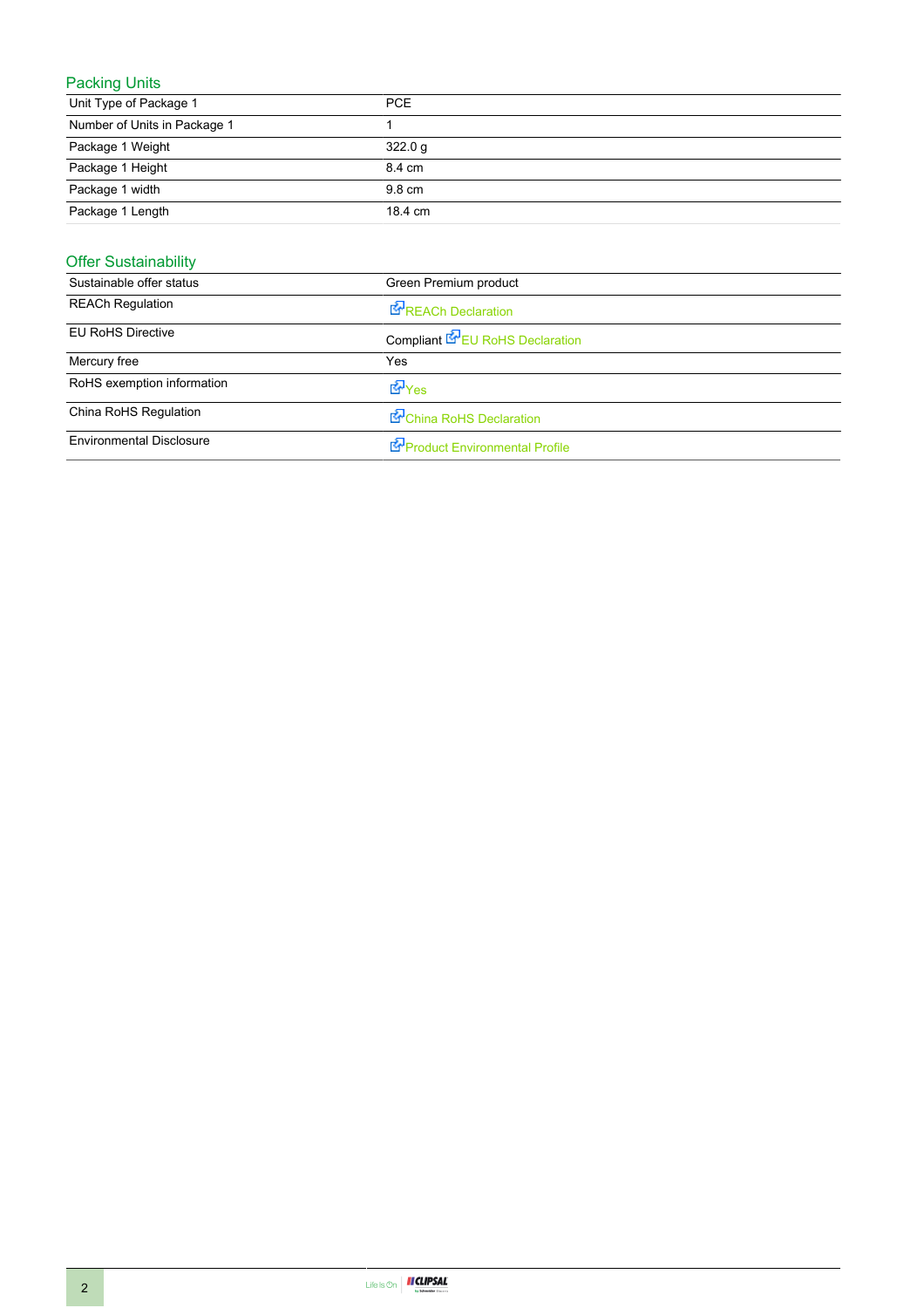## Packing Units

| | |
|---|---|
| Unit Type of Package 1 | PCE |
| Number of Units in Package 1 | 1 |
| Package 1 Weight | 322.0 g |
| Package 1 Height | 8.4 cm |
| Package 1 width | 9.8 cm |
| Package 1 Length | 18.4 cm |

## Offer Sustainability

| | |
|---|---|
| Sustainable offer status | Green Premium product |
| REACh Regulation | REACh Declaration |
| EU RoHS Directive | Compliant EU RoHS Declaration |
| Mercury free | Yes |
| RoHS exemption information | Yes |
| China RoHS Regulation | China RoHS Declaration |
| Environmental Disclosure | Product Environmental Profile |